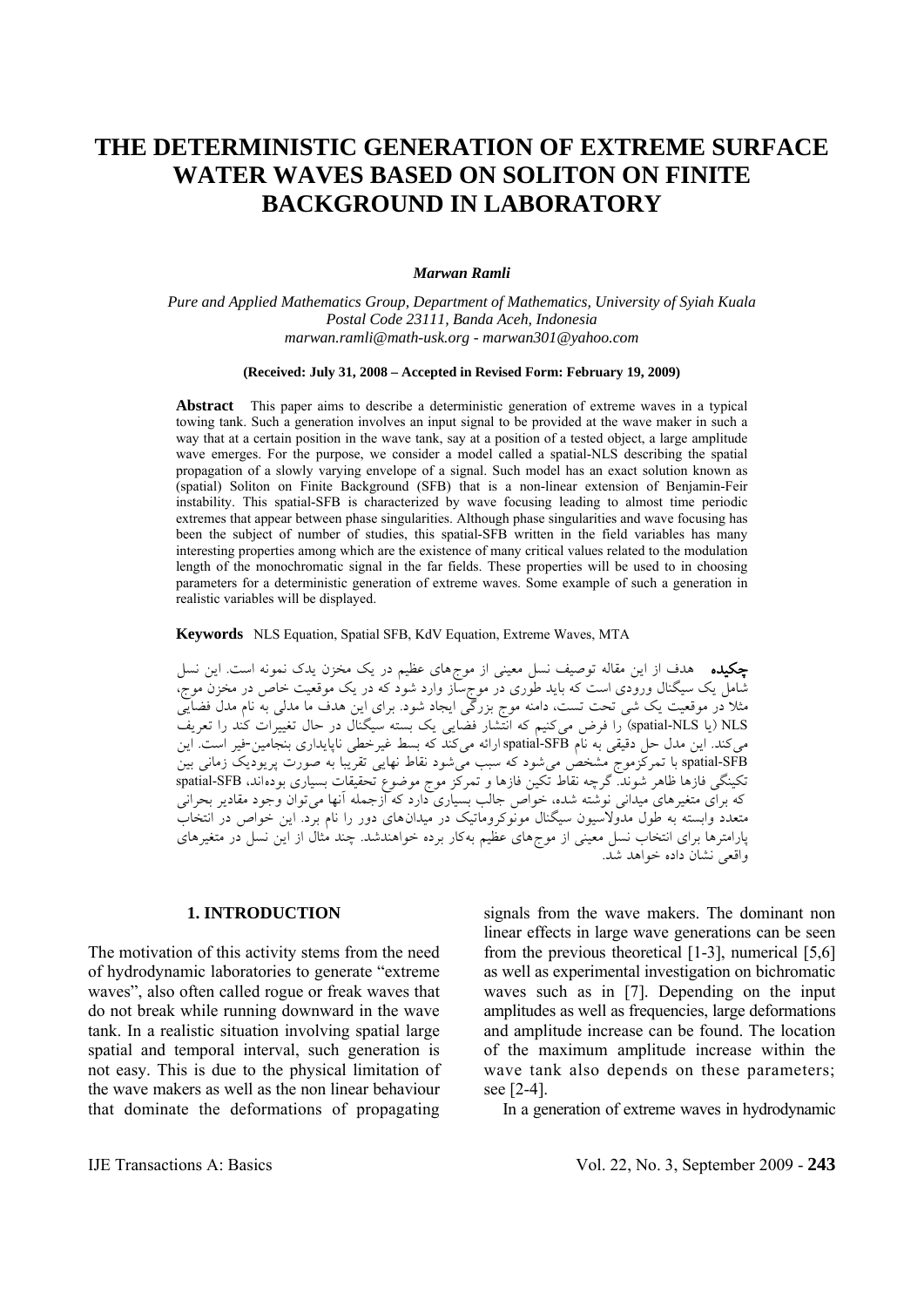# THE DETERMINISTIC GENERATION OF EXTREME SURFACE WATER WAVES BASED ON SOLITON ON FINITE BACKGROUND IN LABORATORY

***Marwan Ramli***

*Pure and Applied Mathematics Group, Department of Mathematics, University of Syiah Kuala*
*Postal Code 23111, Banda Aceh, Indonesia*
*marwan.ramli@math-usk.org - marwan301@yahoo.com*

**(Received: July 31, 2008 – Accepted in Revised Form: February 19, 2009)**

**Abstract** This paper aims to describe a deterministic generation of extreme waves in a typical towing tank. Such a generation involves an input signal to be provided at the wave maker in such a way that at a certain position in the wave tank, say at a position of a tested object, a large amplitude wave emerges. For the purpose, we consider a model called a spatial-NLS describing the spatial propagation of a slowly varying envelope of a signal. Such model has an exact solution known as (spatial) Soliton on Finite Background (SFB) that is a non-linear extension of Benjamin-Feir instability. This spatial-SFB is characterized by wave focusing leading to almost time periodic extremes that appear between phase singularities. Although phase singularities and wave focusing has been the subject of number of studies, this spatial-SFB written in the field variables has many interesting properties among which are the existence of many critical values related to the modulation length of the monochromatic signal in the far fields. These properties will be used to in choosing parameters for a deterministic generation of extreme waves. Some example of such a generation in realistic variables will be displayed.

**Keywords** NLS Equation, Spatial SFB, KdV Equation, Extreme Waves, MTA

**چکیده** هدف از این مقاله توصیف نسل معینی از موج‌های عظیم در یک مخزن یدک نمونه است. این نسل شامل یک سیگنال ورودی است که باید طوری در موج‌ساز وارد شود که در یک موقعیت خاص در مخزن موج، مثلا در موقعیت یک شی تحت تست، دامنه موج بزرگی ایجاد شود. برای این هدف ما مدلی به نام مدل فضایی NLS (یا spatial-NLS) را فرض می‌کنیم که انتشار فضایی یک بسته سیگنال در حال تغییرات کند را تعریف می‌کند. این مدل حل دقیقی به نام spatial-SFB ارائه می‌کند که بسط غیرخطی ناپایداری بنجامین-فیر است. این spatial-SFB با تمرکزموج مشخص می‌شود که سبب می‌شود نقاط نهایی تقریبا به صورت پریودیک زمانی بین تکینگی فازها ظاهر شوند. گرچه نقاط تکین فازها و تمرکز موج موضوع تحقیقات بسیاری بوده‌اند، spatial-SFB که برای متغیرهای میدانی نوشته شده، خواص جالب بسیاری دارد که ازجمله آنها می‌توان وجود مقادیر بحرانی متعدد وابسته به طول مدولاسیون سیگنال مونوکروماتیک در میدان‌های دور را نام برد. این خواص در انتخاب پارامترها برای انتخاب نسل معینی از موج‌های عظیم به‌کار برده خواهندشد. چند مثال از این نسل در متغیرهای واقعی نشان داده خواهد شد.

## 1. INTRODUCTION

The motivation of this activity stems from the need of hydrodynamic laboratories to generate "extreme waves", also often called rogue or freak waves that do not break while running downward in the wave tank. In a realistic situation involving spatial large spatial and temporal interval, such generation is not easy. This is due to the physical limitation of the wave makers as well as the non linear behaviour that dominate the deformations of propagating signals from the wave makers. The dominant non linear effects in large wave generations can be seen from the previous theoretical [1-3], numerical [5,6] as well as experimental investigation on bichromatic waves such as in [7]. Depending on the input amplitudes as well as frequencies, large deformations and amplitude increase can be found. The location of the maximum amplitude increase within the wave tank also depends on these parameters; see [2-4].

In a generation of extreme waves in hydrodynamic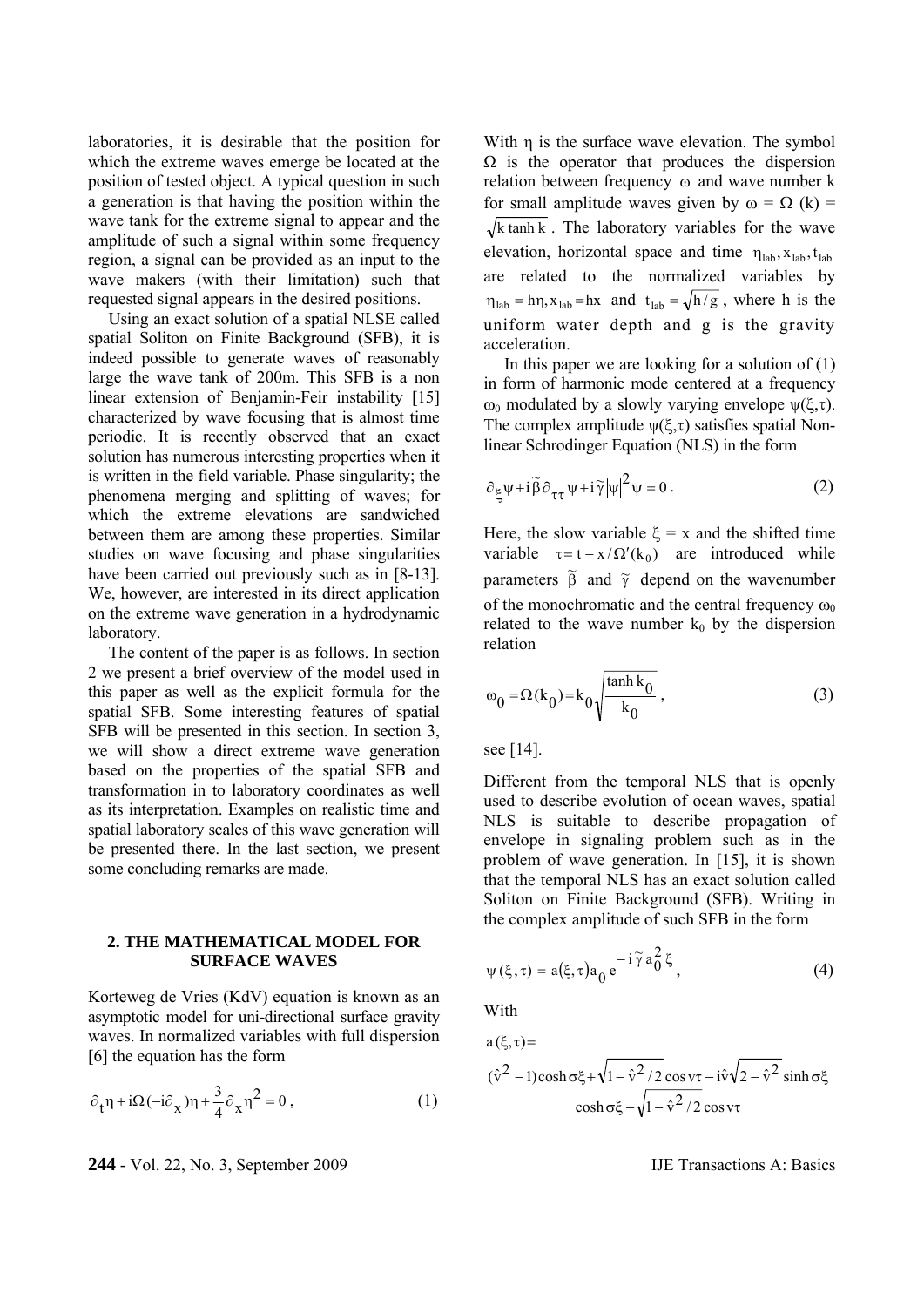laboratories, it is desirable that the position for which the extreme waves emerge be located at the position of tested object. A typical question in such a generation is that having the position within the wave tank for the extreme signal to appear and the amplitude of such a signal within some frequency region, a signal can be provided as an input to the wave makers (with their limitation) such that requested signal appears in the desired positions.

Using an exact solution of a spatial NLSE called spatial Soliton on Finite Background (SFB), it is indeed possible to generate waves of reasonably large the wave tank of 200m. This SFB is a non linear extension of Benjamin-Feir instability [15] characterized by wave focusing that is almost time periodic. It is recently observed that an exact solution has numerous interesting properties when it is written in the field variable. Phase singularity; the phenomena merging and splitting of waves; for which the extreme elevations are sandwiched between them are among these properties. Similar studies on wave focusing and phase singularities have been carried out previously such as in [8-13]. We, however, are interested in its direct application on the extreme wave generation in a hydrodynamic laboratory.

The content of the paper is as follows. In section 2 we present a brief overview of the model used in this paper as well as the explicit formula for the spatial SFB. Some interesting features of spatial SFB will be presented in this section. In section 3, we will show a direct extreme wave generation based on the properties of the spatial SFB and transformation in to laboratory coordinates as well as its interpretation. Examples on realistic time and spatial laboratory scales of this wave generation will be presented there. In the last section, we present some concluding remarks are made.

## 2. THE MATHEMATICAL MODEL FOR SURFACE WAVES

Korteweg de Vries (KdV) equation is known as an asymptotic model for uni-directional surface gravity waves. In normalized variables with full dispersion [6] the equation has the form

$$\partial_t \eta + i\Omega(-i\partial_x)\eta + \frac{3}{4}\partial_x \eta^2 = 0\,, \tag{1}$$

With $\eta$ is the surface wave elevation. The symbol $\Omega$ is the operator that produces the dispersion relation between frequency $\omega$ and wave number k for small amplitude waves given by $\omega = \Omega\,(k) = \sqrt{k \tanh k}$. The laboratory variables for the wave elevation, horizontal space and time $\eta_{lab}, x_{lab}, t_{lab}$ are related to the normalized variables by $\eta_{lab} = h\eta, x_{lab} = hx$ and $t_{lab} = \sqrt{h/g}$, where h is the uniform water depth and g is the gravity acceleration.

In this paper we are looking for a solution of (1) in form of harmonic mode centered at a frequency $\omega_0$ modulated by a slowly varying envelope $\psi(\xi,\tau)$. The complex amplitude $\psi(\xi,\tau)$ satisfies spatial Non-linear Schrodinger Equation (NLS) in the form

$$\partial_\xi \psi + i\tilde{\beta}\partial_{\tau\tau}\psi + i\tilde{\gamma}|\psi|^2\psi = 0\,. \tag{2}$$

Here, the slow variable $\xi = x$ and the shifted time variable $\tau = t - x/\Omega'(k_0)$ are introduced while parameters $\tilde{\beta}$ and $\tilde{\gamma}$ depend on the wavenumber of the monochromatic and the central frequency $\omega_0$ related to the wave number $k_0$ by the dispersion relation

$$\omega_0 = \Omega(k_0) = k_0\sqrt{\frac{\tanh k_0}{k_0}}\,, \tag{3}$$

see [14].

Different from the temporal NLS that is openly used to describe evolution of ocean waves, spatial NLS is suitable to describe propagation of envelope in signaling problem such as in the problem of wave generation. In [15], it is shown that the temporal NLS has an exact solution called Soliton on Finite Background (SFB). Writing in the complex amplitude of such SFB in the form

$$\psi(\xi,\tau) = a(\xi,\tau)a_0\, e^{-i\tilde{\gamma}a_0^2\xi}\,, \tag{4}$$

With

$$a(\xi,\tau) = \frac{(\hat{v}^2-1)\cosh\sigma\xi + \sqrt{1-\hat{v}^2/2}\cos v\tau - i\hat{v}\sqrt{2-\hat{v}^2}\sinh\sigma\xi}{\cosh\sigma\xi - \sqrt{1-\hat{v}^2/2}\cos v\tau}$$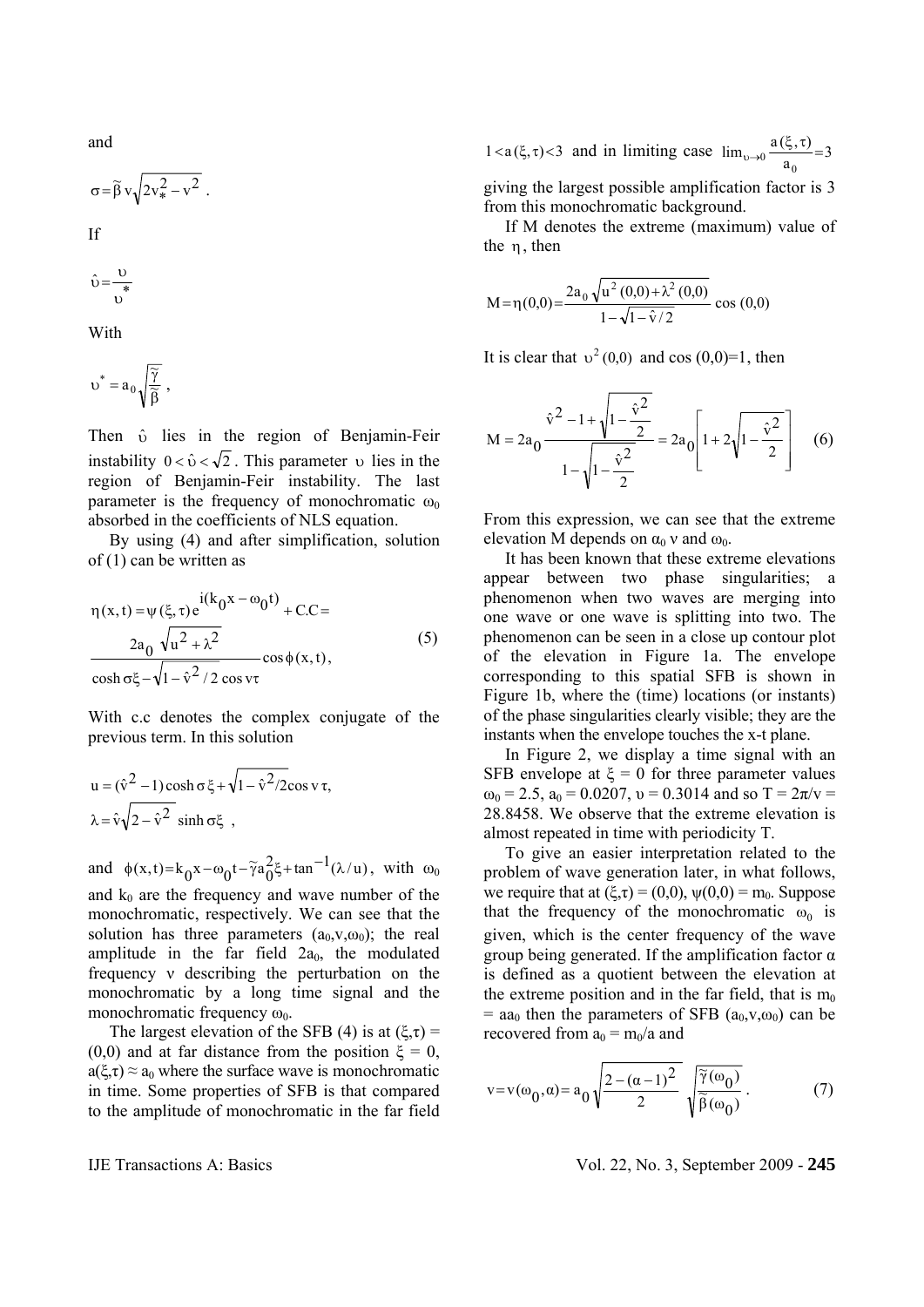and

$$\sigma = \tilde{\beta}\, v\sqrt{2v_*^2 - v^2}\ .$$

If

$$\hat{\upsilon} = \frac{\upsilon}{\upsilon_*}$$

With

$$\upsilon^* = a_0\sqrt{\frac{\tilde{\gamma}}{\tilde{\beta}}}\ ,$$

Then $\hat{\upsilon}$ lies in the region of Benjamin-Feir instability $0 < \hat{\upsilon} < \sqrt{2}$. This parameter $\upsilon$ lies in the region of Benjamin-Feir instability. The last parameter is the frequency of monochromatic $\omega_0$ absorbed in the coefficients of NLS equation.

By using (4) and after simplification, solution of (1) can be written as

$$\eta(x,t) = \psi(\xi,\tau)\, e^{i(k_0 x - \omega_0 t)} + C.C = \frac{2a_0\sqrt{u^2 + \lambda^2}}{\cosh\sigma\xi - \sqrt{1 - \hat{v}^2/2}\cos v\tau}\cos\phi(x,t), \tag{5}$$

With c.c denotes the complex conjugate of the previous term. In this solution

$$u = (\hat{v}^2 - 1)\cosh\sigma\xi + \sqrt{1 - \hat{v}^2/2}\cos v\tau,$$

$$\lambda = \hat{v}\sqrt{2 - \hat{v}^2}\ \sinh\sigma\xi\ ,$$

and $\phi(x,t) = k_0 x - \omega_0 t - \tilde{\gamma} a_0^2 \xi + \tan^{-1}(\lambda/u)$, with $\omega_0$ and $k_0$ are the frequency and wave number of the monochromatic, respectively. We can see that the solution has three parameters $(a_0, v, \omega_0)$; the real amplitude in the far field $2a_0$, the modulated frequency $v$ describing the perturbation on the monochromatic by a long time signal and the monochromatic frequency $\omega_0$.

The largest elevation of the SFB (4) is at $(\xi,\tau) = (0,0)$ and at far distance from the position $\xi = 0$, $a(\xi,\tau) \approx a_0$ where the surface wave is monochromatic in time. Some properties of SFB is that compared to the amplitude of monochromatic in the far field $1 < a(\xi,\tau) < 3$ and in limiting case $\lim_{\upsilon \to 0}\frac{a(\xi,\tau)}{a_0} = 3$ giving the largest possible amplification factor is 3 from this monochromatic background.

If M denotes the extreme (maximum) value of the $\eta$, then

$$M = \eta(0,0) = \frac{2a_0\sqrt{u^2(0,0) + \lambda^2(0,0)}}{1 - \sqrt{1 - \hat{v}/2}}\cos(0,0)$$

It is clear that $\upsilon^2(0,0)$ and $\cos(0,0) = 1$, then

$$M = 2a_0\frac{\hat{v}^2 - 1 + \sqrt{1 - \frac{\hat{v}^2}{2}}}{1 - \sqrt{1 - \frac{\hat{v}^2}{2}}} = 2a_0\left[1 + 2\sqrt{1 - \frac{\hat{v}^2}{2}}\right] \tag{6}$$

From this expression, we can see that the extreme elevation M depends on $\alpha_0$ $\nu$ and $\omega_0$.

It has been known that these extreme elevations appear between two phase singularities; a phenomenon when two waves are merging into one wave or one wave is splitting into two. The phenomenon can be seen in a close up contour plot of the elevation in Figure 1a. The envelope corresponding to this spatial SFB is shown in Figure 1b, where the (time) locations (or instants) of the phase singularities clearly visible; they are the instants when the envelope touches the x-t plane.

In Figure 2, we display a time signal with an SFB envelope at $\xi = 0$ for three parameter values $\omega_0 = 2.5$, $a_0 = 0.0207$, $\upsilon = 0.3014$ and so $T = 2\pi/v = 28.8458$. We observe that the extreme elevation is almost repeated in time with periodicity T.

To give an easier interpretation related to the problem of wave generation later, in what follows, we require that at $(\xi,\tau) = (0,0)$, $\psi(0,0) = m_0$. Suppose that the frequency of the monochromatic $\omega_0$ is given, which is the center frequency of the wave group being generated. If the amplification factor $\alpha$ is defined as a quotient between the elevation at the extreme position and in the far field, that is $m_0 = aa_0$ then the parameters of SFB $(a_0, v, \omega_0)$ can be recovered from $a_0 = m_0/a$ and

$$v = v(\omega_0, \alpha) = a_0\sqrt{\frac{2 - (\alpha - 1)^2}{2}}\ \sqrt{\frac{\tilde{\gamma}(\omega_0)}{\tilde{\beta}(\omega_0)}}\ . \tag{7}$$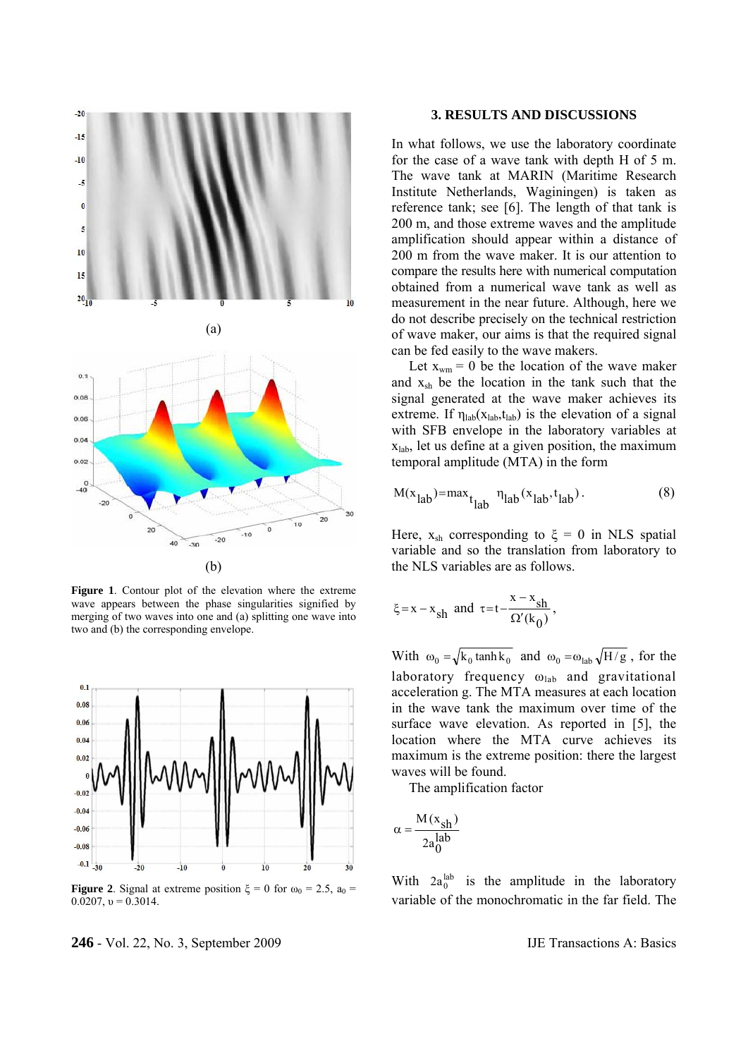**Figure 1**. Contour plot of the elevation where the extreme wave appears between the phase singularities signified by merging of two waves into one and (a) splitting one wave into two and (b) the corresponding envelope.

**Figure 2**. Signal at extreme position $\xi = 0$ for $\omega_0 = 2.5$, $a_0 = 0.0207$, $\upsilon = 0.3014$.

## 3. RESULTS AND DISCUSSIONS

In what follows, we use the laboratory coordinate for the case of a wave tank with depth H of 5 m. The wave tank at MARIN (Maritime Research Institute Netherlands, Waginingen) is taken as reference tank; see [6]. The length of that tank is 200 m, and those extreme waves and the amplitude amplification should appear within a distance of 200 m from the wave maker. It is our attention to compare the results here with numerical computation obtained from a numerical wave tank as well as measurement in the near future. Although, here we do not describe precisely on the technical restriction of wave maker, our aims is that the required signal can be fed easily to the wave makers.

Let $x_{wm} = 0$ be the location of the wave maker and $x_{sh}$ be the location in the tank such that the signal generated at the wave maker achieves its extreme. If $\eta_{lab}(x_{lab},t_{lab})$ is the elevation of a signal with SFB envelope in the laboratory variables at $x_{lab}$, let us define at a given position, the maximum temporal amplitude (MTA) in the form

$$M(x_{lab}) = \max_{t_{lab}} \eta_{lab}(x_{lab}, t_{lab}). \tag{8}$$

Here, $x_{sh}$ corresponding to $\xi = 0$ in NLS spatial variable and so the translation from laboratory to the NLS variables are as follows.

$$\xi = x - x_{sh} \quad \text{and} \quad \tau = t - \frac{x - x_{sh}}{\Omega'(k_0)},$$

With $\omega_0 = \sqrt{k_0 \tanh k_0}$ and $\omega_0 = \omega_{lab}\sqrt{H/g}$, for the laboratory frequency $\omega_{lab}$ and gravitational acceleration g. The MTA measures at each location in the wave tank the maximum over time of the surface wave elevation. As reported in [5], the location where the MTA curve achieves its maximum is the extreme position: there the largest waves will be found.

The amplification factor

$$\alpha = \frac{M(x_{sh})}{2a_0^{lab}}$$

With $2a_0^{lab}$ is the amplitude in the laboratory variable of the monochromatic in the far field. The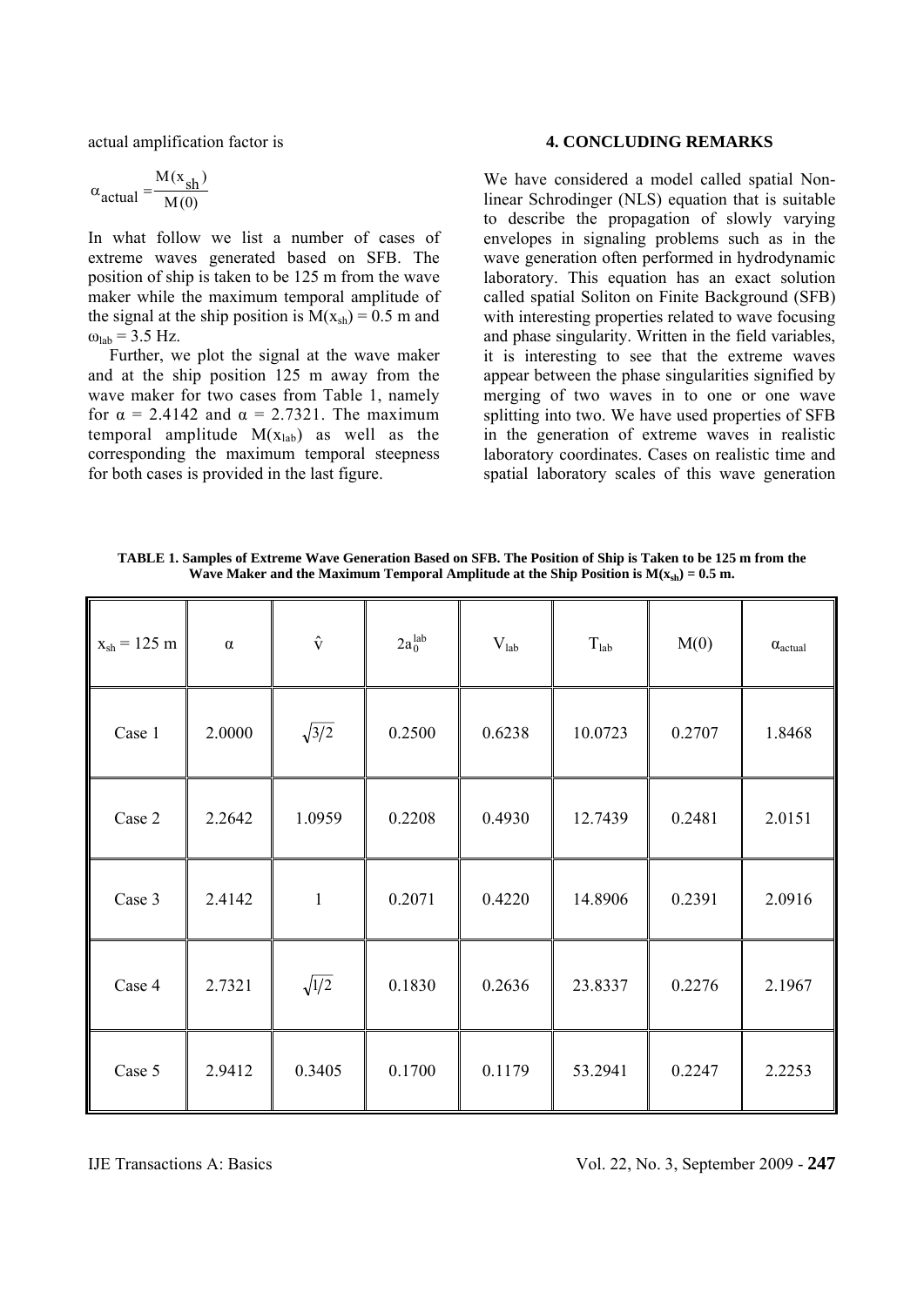actual amplification factor is

$$\alpha_{actual} = \frac{M(x_{sh})}{M(0)}$$

In what follow we list a number of cases of extreme waves generated based on SFB. The position of ship is taken to be 125 m from the wave maker while the maximum temporal amplitude of the signal at the ship position is $M(x_{sh}) = 0.5$ m and $\omega_{lab} = 3.5$ Hz.

Further, we plot the signal at the wave maker and at the ship position 125 m away from the wave maker for two cases from Table 1, namely for $\alpha = 2.4142$ and $\alpha = 2.7321$. The maximum temporal amplitude $M(x_{lab})$ as well as the corresponding the maximum temporal steepness for both cases is provided in the last figure.

## 4. CONCLUDING REMARKS

We have considered a model called spatial Non-linear Schrodinger (NLS) equation that is suitable to describe the propagation of slowly varying envelopes in signaling problems such as in the wave generation often performed in hydrodynamic laboratory. This equation has an exact solution called spatial Soliton on Finite Background (SFB) with interesting properties related to wave focusing and phase singularity. Written in the field variables, it is interesting to see that the extreme waves appear between the phase singularities signified by merging of two waves in to one or one wave splitting into two. We have used properties of SFB in the generation of extreme waves in realistic laboratory coordinates. Cases on realistic time and spatial laboratory scales of this wave generation

**TABLE 1. Samples of Extreme Wave Generation Based on SFB. The Position of Ship is Taken to be 125 m from the Wave Maker and the Maximum Temporal Amplitude at the Ship Position is $M(x_{sh}) = 0.5$ m.**

| $x_{sh} = 125$ m | $\alpha$ | $\hat{\nu}$ | $2a_0^{lab}$ | $V_{lab}$ | $T_{lab}$ | M(0) | $\alpha_{actual}$ |
|---|---|---|---|---|---|---|---|
| Case 1 | 2.0000 | $\sqrt{3/2}$ | 0.2500 | 0.6238 | 10.0723 | 0.2707 | 1.8468 |
| Case 2 | 2.2642 | 1.0959 | 0.2208 | 0.4930 | 12.7439 | 0.2481 | 2.0151 |
| Case 3 | 2.4142 | 1 | 0.2071 | 0.4220 | 14.8906 | 0.2391 | 2.0916 |
| Case 4 | 2.7321 | $\sqrt{1/2}$ | 0.1830 | 0.2636 | 23.8337 | 0.2276 | 2.1967 |
| Case 5 | 2.9412 | 0.3405 | 0.1700 | 0.1179 | 53.2941 | 0.2247 | 2.2253 |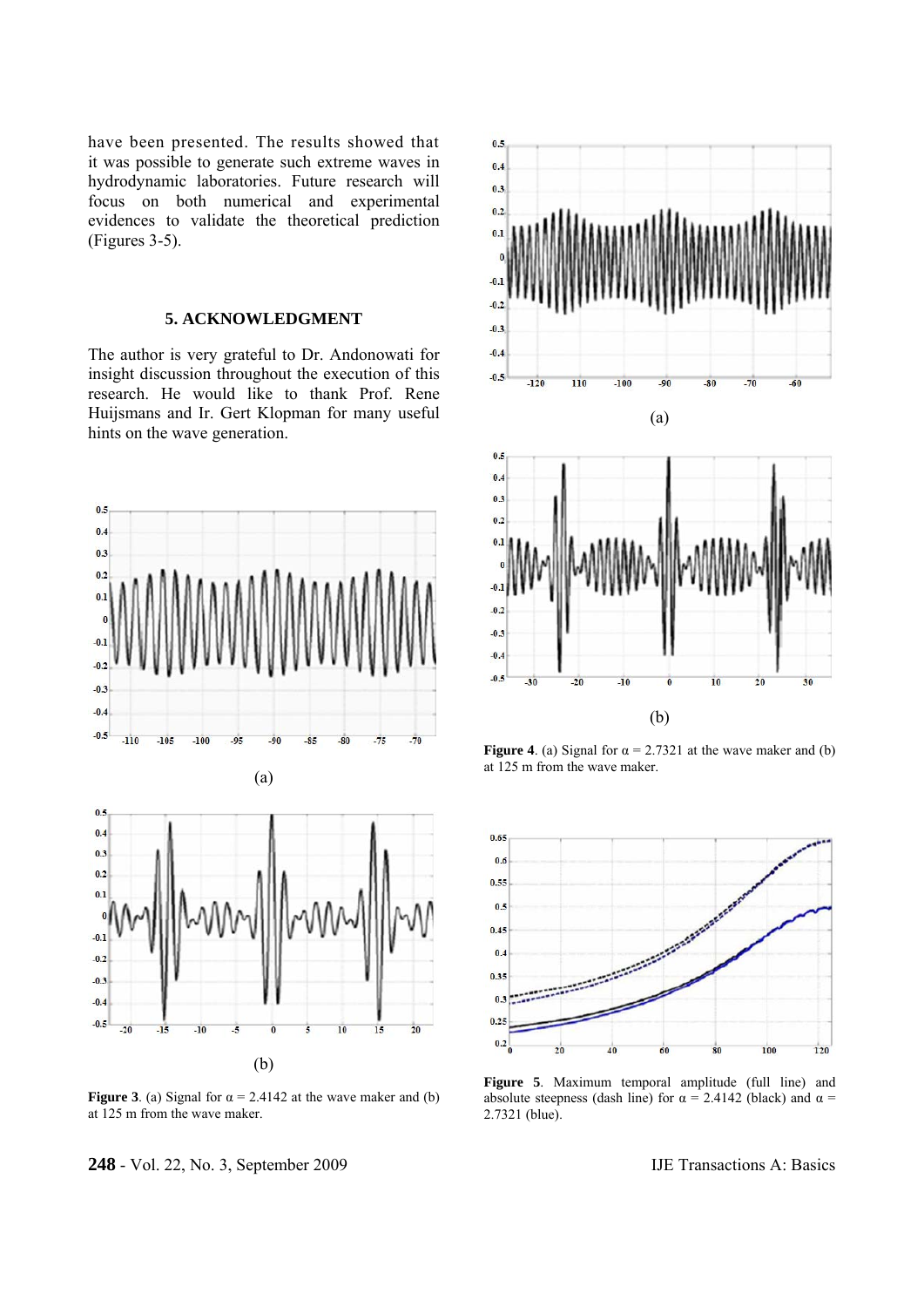have been presented. The results showed that it was possible to generate such extreme waves in hydrodynamic laboratories. Future research will focus on both numerical and experimental evidences to validate the theoretical prediction (Figures 3-5).

## 5. ACKNOWLEDGMENT

The author is very grateful to Dr. Andonowati for insight discussion throughout the execution of this research. He would like to thank Prof. Rene Huijsmans and Ir. Gert Klopman for many useful hints on the wave generation.

(a)

(b)

**Figure 3**. (a) Signal for $\alpha$ = 2.4142 at the wave maker and (b) at 125 m from the wave maker.

(a)

(b)

**Figure 4**. (a) Signal for $\alpha$ = 2.7321 at the wave maker and (b) at 125 m from the wave maker.

**Figure 5**. Maximum temporal amplitude (full line) and absolute steepness (dash line) for $\alpha$ = 2.4142 (black) and $\alpha$ = 2.7321 (blue).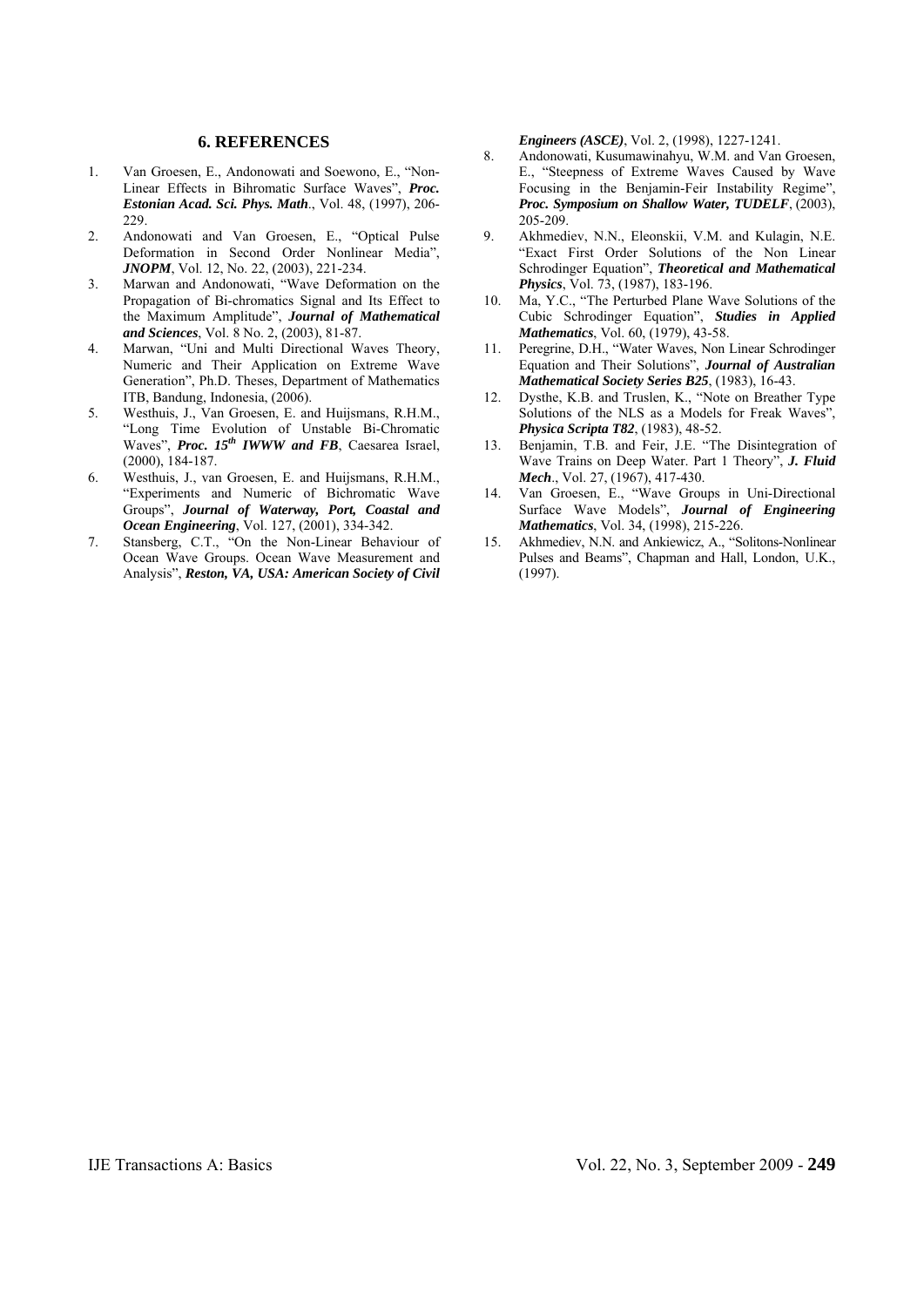## 6. REFERENCES

1. Van Groesen, E., Andonowati and Soewono, E., "Non-Linear Effects in Bihromatic Surface Waves", ***Proc. Estonian Acad. Sci. Phys. Math***., Vol. 48, (1997), 206-229.
2. Andonowati and Van Groesen, E., "Optical Pulse Deformation in Second Order Nonlinear Media", ***JNOPM***, Vol. 12, No. 22, (2003), 221-234.
3. Marwan and Andonowati, "Wave Deformation on the Propagation of Bi-chromatics Signal and Its Effect to the Maximum Amplitude", ***Journal of Mathematical and Sciences***, Vol. 8 No. 2, (2003), 81-87.
4. Marwan, "Uni and Multi Directional Waves Theory, Numeric and Their Application on Extreme Wave Generation", Ph.D. Theses, Department of Mathematics ITB, Bandung, Indonesia, (2006).
5. Westhuis, J., Van Groesen, E. and Huijsmans, R.H.M., "Long Time Evolution of Unstable Bi-Chromatic Waves", ***Proc. 15th IWWW and FB***, Caesarea Israel, (2000), 184-187.
6. Westhuis, J., van Groesen, E. and Huijsmans, R.H.M., "Experiments and Numeric of Bichromatic Wave Groups", ***Journal of Waterway, Port, Coastal and Ocean Engineering***, Vol. 127, (2001), 334-342.
7. Stansberg, C.T., "On the Non-Linear Behaviour of Ocean Wave Groups. Ocean Wave Measurement and Analysis", ***Reston, VA, USA: American Society of Civil Engineers (ASCE)***, Vol. 2, (1998), 1227-1241.
8. Andonowati, Kusumawinahyu, W.M. and Van Groesen, E., "Steepness of Extreme Waves Caused by Wave Focusing in the Benjamin-Feir Instability Regime", ***Proc. Symposium on Shallow Water, TUDELF***, (2003), 205-209.
9. Akhmediev, N.N., Eleonskii, V.M. and Kulagin, N.E. "Exact First Order Solutions of the Non Linear Schrodinger Equation", ***Theoretical and Mathematical Physics***, Vol. 73, (1987), 183-196.
10. Ma, Y.C., "The Perturbed Plane Wave Solutions of the Cubic Schrodinger Equation", ***Studies in Applied Mathematics***, Vol. 60, (1979), 43-58.
11. Peregrine, D.H., "Water Waves, Non Linear Schrodinger Equation and Their Solutions", ***Journal of Australian Mathematical Society Series B25***, (1983), 16-43.
12. Dysthe, K.B. and Truslen, K., "Note on Breather Type Solutions of the NLS as a Models for Freak Waves", ***Physica Scripta T82***, (1983), 48-52.
13. Benjamin, T.B. and Feir, J.E. "The Disintegration of Wave Trains on Deep Water. Part 1 Theory", ***J. Fluid Mech***., Vol. 27, (1967), 417-430.
14. Van Groesen, E., "Wave Groups in Uni-Directional Surface Wave Models", ***Journal of Engineering Mathematics***, Vol. 34, (1998), 215-226.
15. Akhmediev, N.N. and Ankiewicz, A., "Solitons-Nonlinear Pulses and Beams", Chapman and Hall, London, U.K., (1997).